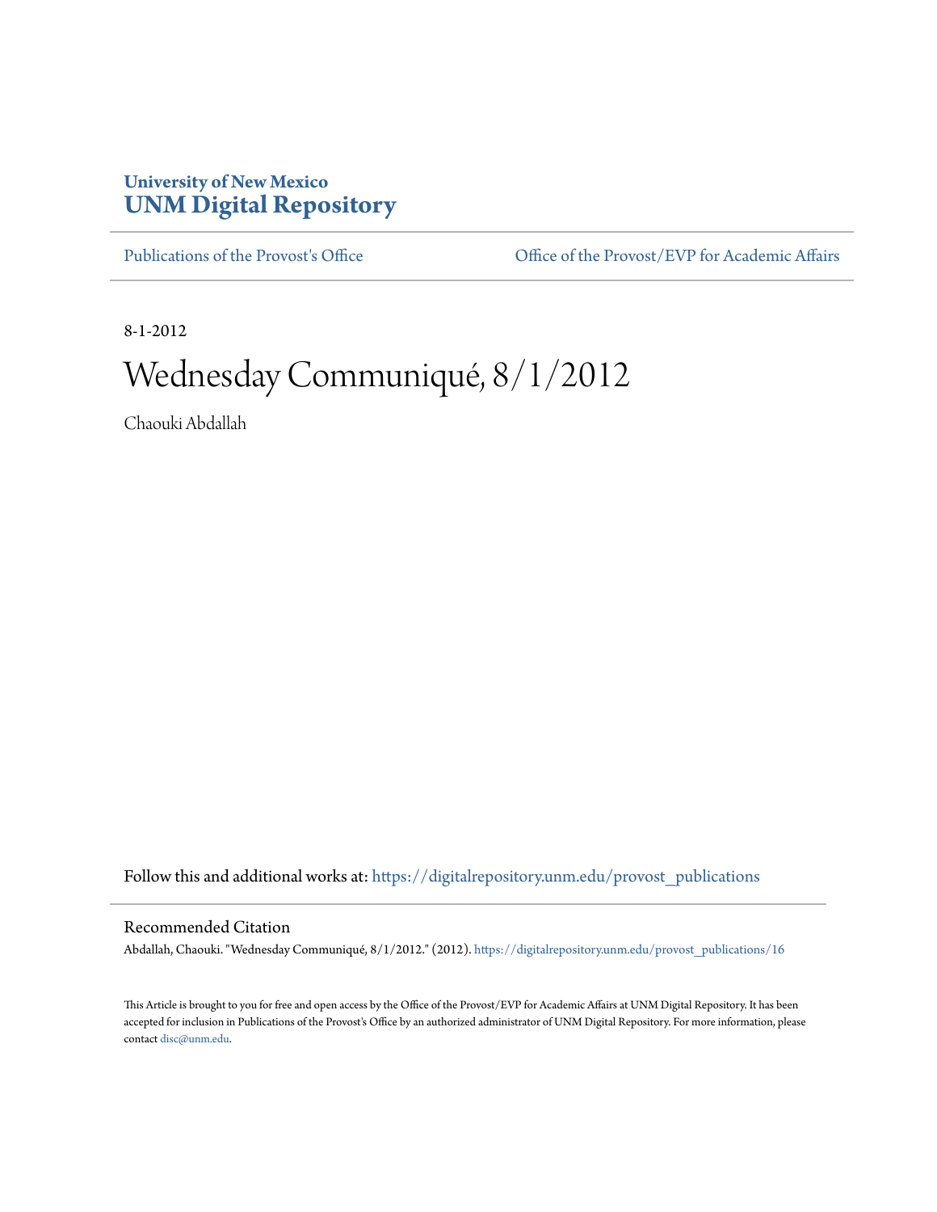University of New Mexico
**UNM Digital Repository**

Publications of the Provost's Office | Office of the Provost/EVP for Academic Affairs

8-1-2012

# Wednesday Communiqué, 8/1/2012

Chaouki Abdallah

Follow this and additional works at: https://digitalrepository.unm.edu/provost_publications

## Recommended Citation

Abdallah, Chaouki. "Wednesday Communiqué, 8/1/2012." (2012). https://digitalrepository.unm.edu/provost_publications/16

This Article is brought to you for free and open access by the Office of the Provost/EVP for Academic Affairs at UNM Digital Repository. It has been accepted for inclusion in Publications of the Provost's Office by an authorized administrator of UNM Digital Repository. For more information, please contact disc@unm.edu.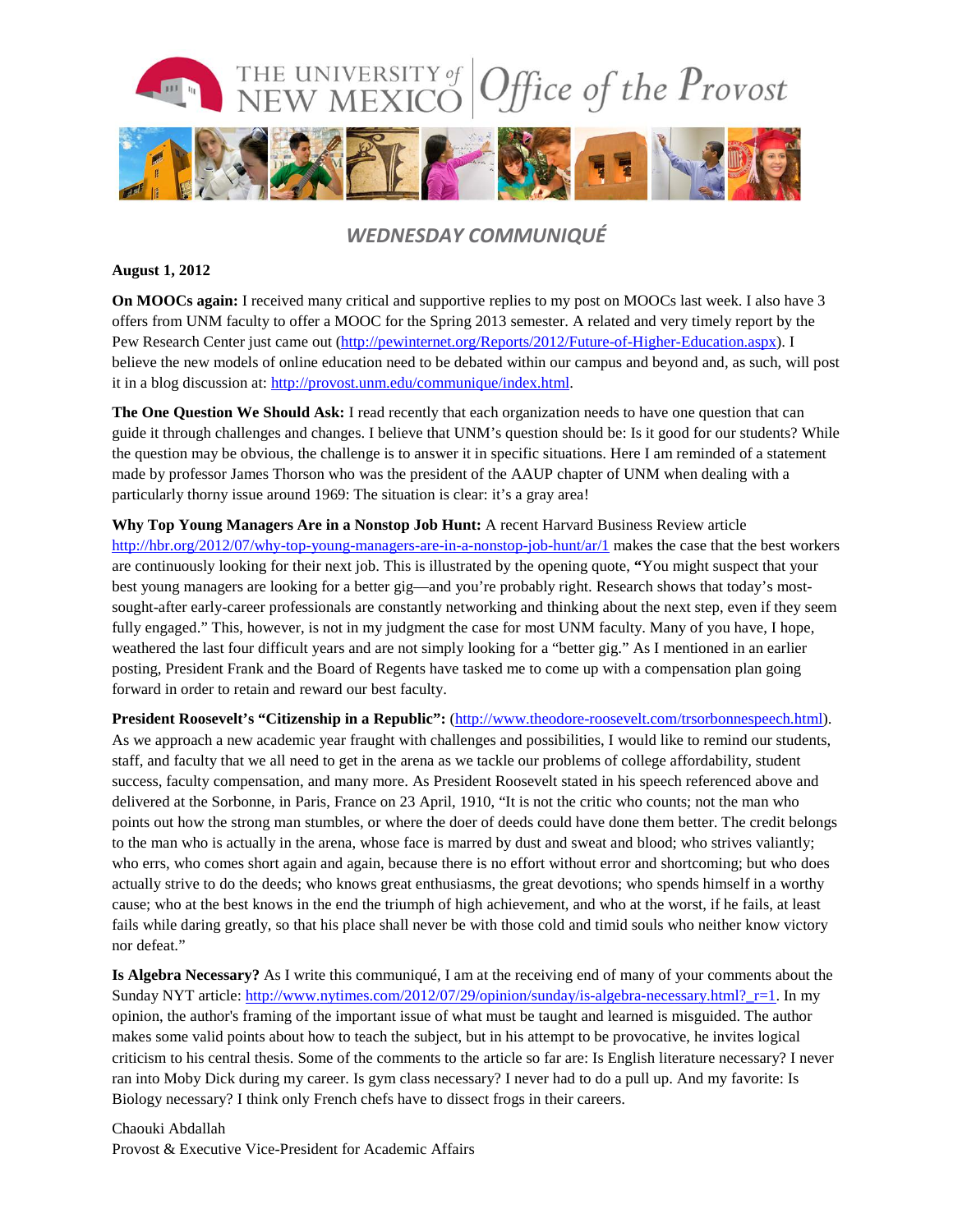THE UNIVERSITY of NEW MEXICO | Office of the Provost

## *WEDNESDAY COMMUNIQUÉ*

**August 1, 2012**

**On MOOCs again:** I received many critical and supportive replies to my post on MOOCs last week. I also have 3 offers from UNM faculty to offer a MOOC for the Spring 2013 semester. A related and very timely report by the Pew Research Center just came out (http://pewinternet.org/Reports/2012/Future-of-Higher-Education.aspx). I believe the new models of online education need to be debated within our campus and beyond and, as such, will post it in a blog discussion at: http://provost.unm.edu/communique/index.html.

**The One Question We Should Ask:** I read recently that each organization needs to have one question that can guide it through challenges and changes. I believe that UNM's question should be: Is it good for our students? While the question may be obvious, the challenge is to answer it in specific situations. Here I am reminded of a statement made by professor James Thorson who was the president of the AAUP chapter of UNM when dealing with a particularly thorny issue around 1969: The situation is clear: it's a gray area!

**Why Top Young Managers Are in a Nonstop Job Hunt:** A recent Harvard Business Review article http://hbr.org/2012/07/why-top-young-managers-are-in-a-nonstop-job-hunt/ar/1 makes the case that the best workers are continuously looking for their next job. This is illustrated by the opening quote, **"**You might suspect that your best young managers are looking for a better gig—and you're probably right. Research shows that today's most-sought-after early-career professionals are constantly networking and thinking about the next step, even if they seem fully engaged." This, however, is not in my judgment the case for most UNM faculty. Many of you have, I hope, weathered the last four difficult years and are not simply looking for a "better gig." As I mentioned in an earlier posting, President Frank and the Board of Regents have tasked me to come up with a compensation plan going forward in order to retain and reward our best faculty.

**President Roosevelt's "Citizenship in a Republic":** (http://www.theodore-roosevelt.com/trsorbonnespeech.html). As we approach a new academic year fraught with challenges and possibilities, I would like to remind our students, staff, and faculty that we all need to get in the arena as we tackle our problems of college affordability, student success, faculty compensation, and many more. As President Roosevelt stated in his speech referenced above and delivered at the Sorbonne, in Paris, France on 23 April, 1910, "It is not the critic who counts; not the man who points out how the strong man stumbles, or where the doer of deeds could have done them better. The credit belongs to the man who is actually in the arena, whose face is marred by dust and sweat and blood; who strives valiantly; who errs, who comes short again and again, because there is no effort without error and shortcoming; but who does actually strive to do the deeds; who knows great enthusiasms, the great devotions; who spends himself in a worthy cause; who at the best knows in the end the triumph of high achievement, and who at the worst, if he fails, at least fails while daring greatly, so that his place shall never be with those cold and timid souls who neither know victory nor defeat."

**Is Algebra Necessary?** As I write this communiqué, I am at the receiving end of many of your comments about the Sunday NYT article: http://www.nytimes.com/2012/07/29/opinion/sunday/is-algebra-necessary.html?_r=1. In my opinion, the author's framing of the important issue of what must be taught and learned is misguided. The author makes some valid points about how to teach the subject, but in his attempt to be provocative, he invites logical criticism to his central thesis. Some of the comments to the article so far are: Is English literature necessary? I never ran into Moby Dick during my career. Is gym class necessary? I never had to do a pull up. And my favorite: Is Biology necessary? I think only French chefs have to dissect frogs in their careers.

Chaouki Abdallah
Provost & Executive Vice-President for Academic Affairs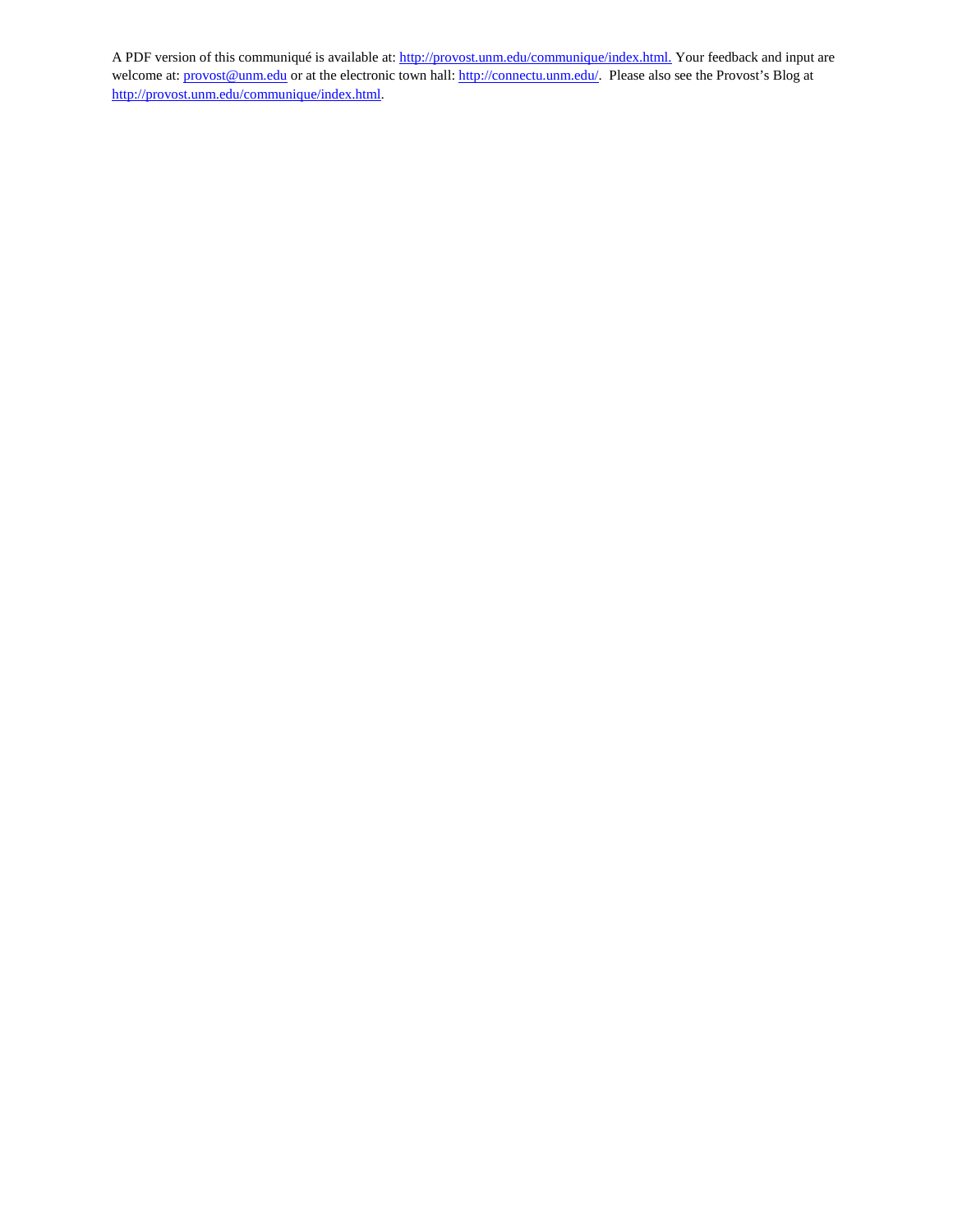A PDF version of this communiqué is available at: http://provost.unm.edu/communique/index.html. Your feedback and input are welcome at: provost@unm.edu or at the electronic town hall: http://connectu.unm.edu/. Please also see the Provost's Blog at http://provost.unm.edu/communique/index.html.